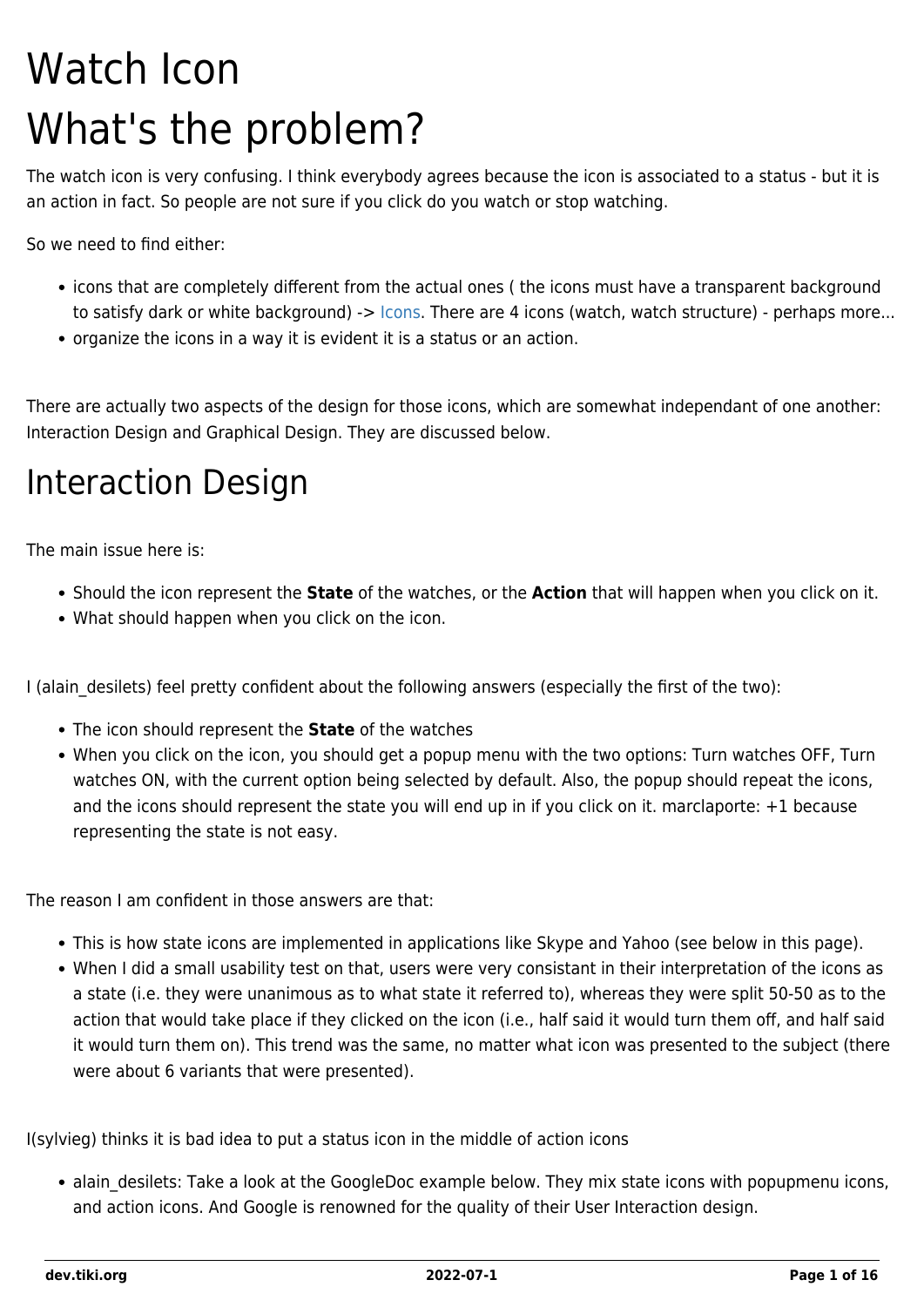# Watch Icon

# What's the problem?

The watch icon is very confusing. I think everybody agrees because the icon is associated to a status - but it is an action in fact. So people are not sure if you click do you watch or stop watching.

So we need to find either:

- icons that are completely different from the actual ones ( the icons must have a transparent background to satisfy dark or white background) -> Icons. There are 4 icons (watch, watch structure) - perhaps more...
- organize the icons in a way it is evident it is a status or an action.

There are actually two aspects of the design for those icons, which are somewhat independant of one another: Interaction Design and Graphical Design. They are discussed below.

## Interaction Design

The main issue here is:

- Should the icon represent the **State** of the watches, or the **Action** that will happen when you click on it.
- What should happen when you click on the icon.

I (alain_desilets) feel pretty confident about the following answers (especially the first of the two):

- The icon should represent the **State** of the watches
- When you click on the icon, you should get a popup menu with the two options: Turn watches OFF, Turn watches ON, with the current option being selected by default. Also, the popup should repeat the icons, and the icons should represent the state you will end up in if you click on it. marclaporte: +1 because representing the state is not easy.

The reason I am confident in those answers are that:

- This is how state icons are implemented in applications like Skype and Yahoo (see below in this page).
- When I did a small usability test on that, users were very consistant in their interpretation of the icons as a state (i.e. they were unanimous as to what state it referred to), whereas they were split 50-50 as to the action that would take place if they clicked on the icon (i.e., half said it would turn them off, and half said it would turn them on). This trend was the same, no matter what icon was presented to the subject (there were about 6 variants that were presented).

I(sylvieg) thinks it is bad idea to put a status icon in the middle of action icons

- alain_desilets: Take a look at the GoogleDoc example below. They mix state icons with popupmenu icons, and action icons. And Google is renowned for the quality of their User Interaction design.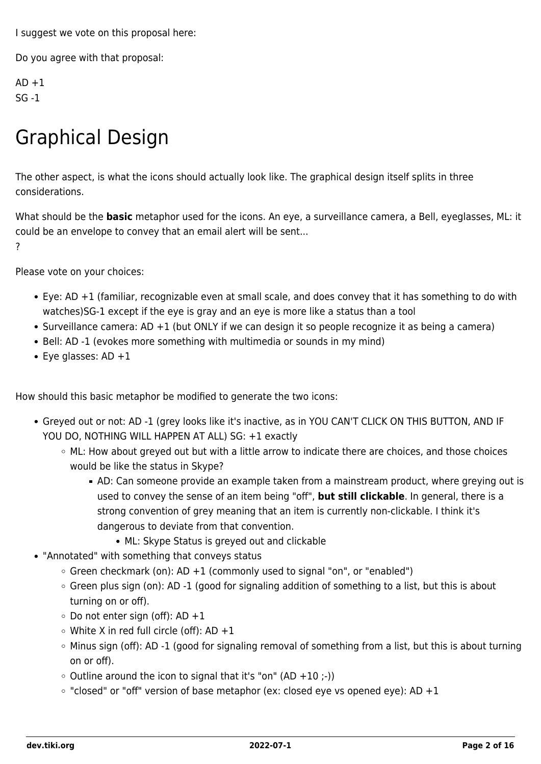I suggest we vote on this proposal here:

Do you agree with that proposal:

AD +1
SG -1

# Graphical Design

The other aspect, is what the icons should actually look like. The graphical design itself splits in three considerations.

What should be the **basic** metaphor used for the icons. An eye, a surveillance camera, a Bell, eyeglasses, ML: it could be an envelope to convey that an email alert will be sent...
?

Please vote on your choices:

- Eye: AD +1 (familiar, recognizable even at small scale, and does convey that it has something to do with watches)SG-1 except if the eye is gray and an eye is more like a status than a tool
- Surveillance camera: AD +1 (but ONLY if we can design it so people recognize it as being a camera)
- Bell: AD -1 (evokes more something with multimedia or sounds in my mind)
- Eye glasses: AD +1

How should this basic metaphor be modified to generate the two icons:

- Greyed out or not: AD -1 (grey looks like it's inactive, as in YOU CAN'T CLICK ON THIS BUTTON, AND IF YOU DO, NOTHING WILL HAPPEN AT ALL) SG: +1 exactly
  - ML: How about greyed out but with a little arrow to indicate there are choices, and those choices would be like the status in Skype?
    - AD: Can someone provide an example taken from a mainstream product, where greying out is used to convey the sense of an item being "off", **but still clickable**. In general, there is a strong convention of grey meaning that an item is currently non-clickable. I think it's dangerous to deviate from that convention.
      - ML: Skype Status is greyed out and clickable
- "Annotated" with something that conveys status
  - Green checkmark (on): AD +1 (commonly used to signal "on", or "enabled")
  - Green plus sign (on): AD -1 (good for signaling addition of something to a list, but this is about turning on or off).
  - Do not enter sign (off): AD +1
  - White X in red full circle (off): AD +1
  - Minus sign (off): AD -1 (good for signaling removal of something from a list, but this is about turning on or off).
  - Outline around the icon to signal that it's "on" (AD +10 ;-))
  - "closed" or "off" version of base metaphor (ex: closed eye vs opened eye): AD +1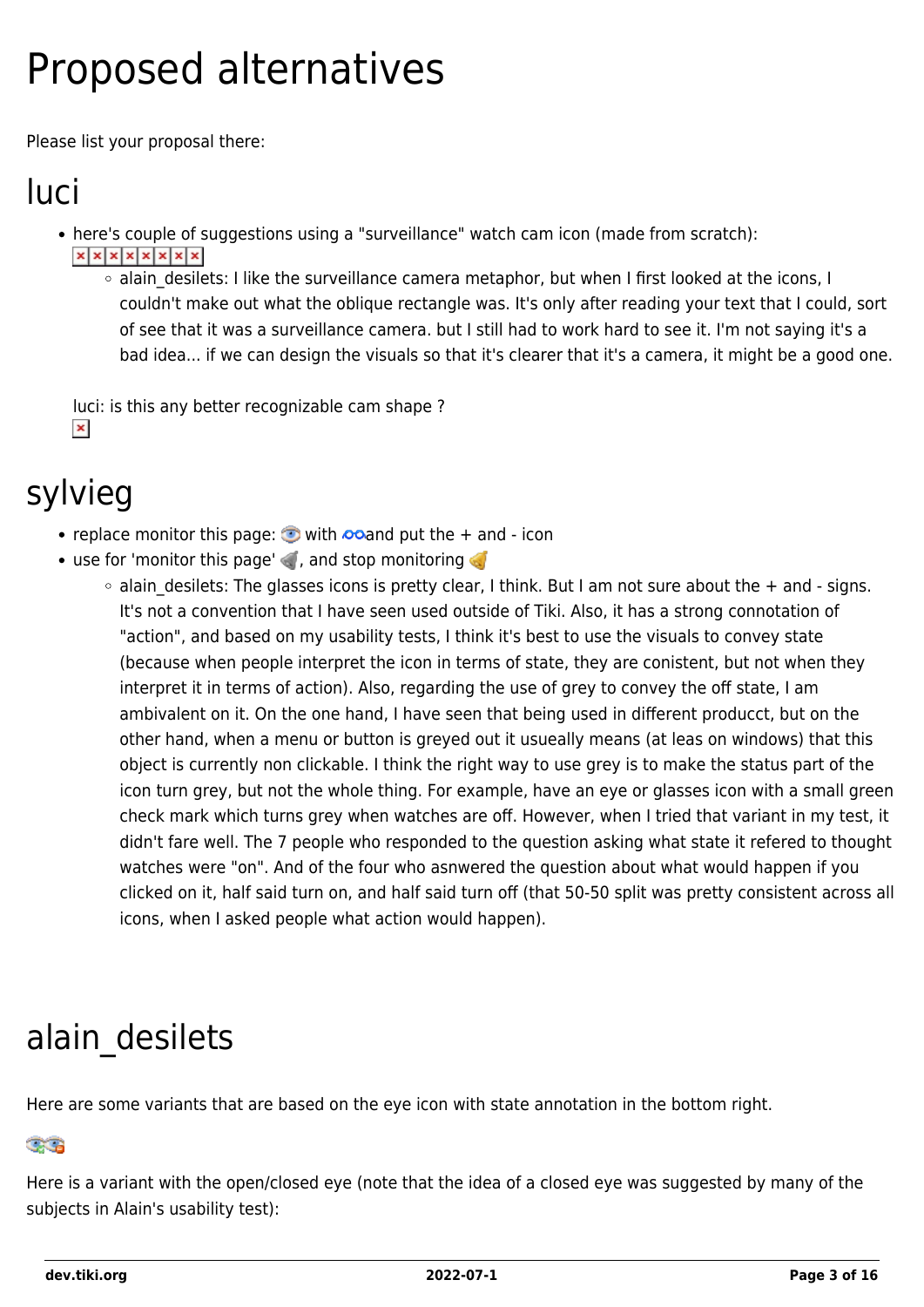# Proposed alternatives

Please list your proposal there:

## luci

- here's couple of suggestions using a "surveillance" watch cam icon (made from scratch):
  - alain_desilets: I like the surveillance camera metaphor, but when I first looked at the icons, I couldn't make out what the oblique rectangle was. It's only after reading your text that I could, sort of see that it was a surveillance camera. but I still had to work hard to see it. I'm not saying it's a bad idea... if we can design the visuals so that it's clearer that it's a camera, it might be a good one.

  luci: is this any better recognizable cam shape ?

## sylvieg

- replace monitor this page: with and put the + and - icon
- use for 'monitor this page' , and stop monitoring
  - alain_desilets: The glasses icons is pretty clear, I think. But I am not sure about the + and - signs. It's not a convention that I have seen used outside of Tiki. Also, it has a strong connotation of "action", and based on my usability tests, I think it's best to use the visuals to convey state (because when people interpret the icon in terms of state, they are conistent, but not when they interpret it in terms of action). Also, regarding the use of grey to convey the off state, I am ambivalent on it. On the one hand, I have seen that being used in different producct, but on the other hand, when a menu or button is greyed out it usueally means (at leas on windows) that this object is currently non clickable. I think the right way to use grey is to make the status part of the icon turn grey, but not the whole thing. For example, have an eye or glasses icon with a small green check mark which turns grey when watches are off. However, when I tried that variant in my test, it didn't fare well. The 7 people who responded to the question asking what state it refered to thought watches were "on". And of the four who asnwered the question about what would happen if you clicked on it, half said turn on, and half said turn off (that 50-50 split was pretty consistent across all icons, when I asked people what action would happen).

## alain_desilets

Here are some variants that are based on the eye icon with state annotation in the bottom right.

Here is a variant with the open/closed eye (note that the idea of a closed eye was suggested by many of the subjects in Alain's usability test):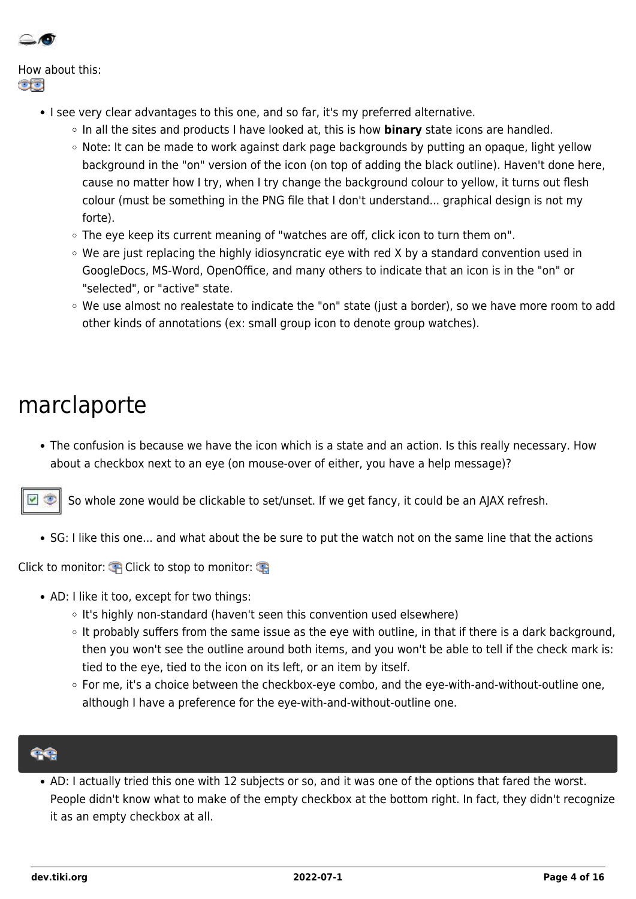How about this:

- I see very clear advantages to this one, and so far, it's my preferred alternative.
  - In all the sites and products I have looked at, this is how **binary** state icons are handled.
  - Note: It can be made to work against dark page backgrounds by putting an opaque, light yellow background in the "on" version of the icon (on top of adding the black outline). Haven't done here, cause no matter how I try, when I try change the background colour to yellow, it turns out flesh colour (must be something in the PNG file that I don't understand... graphical design is not my forte).
  - The eye keep its current meaning of "watches are off, click icon to turn them on".
  - We are just replacing the highly idiosyncratic eye with red X by a standard convention used in GoogleDocs, MS-Word, OpenOffice, and many others to indicate that an icon is in the "on" or "selected", or "active" state.
  - We use almost no realestate to indicate the "on" state (just a border), so we have more room to add other kinds of annotations (ex: small group icon to denote group watches).

# marclaporte

- The confusion is because we have the icon which is a state and an action. Is this really necessary. How about a checkbox next to an eye (on mouse-over of either, you have a help message)?

So whole zone would be clickable to set/unset. If we get fancy, it could be an AJAX refresh.

- SG: I like this one... and what about the be sure to put the watch not on the same line that the actions

Click to monitor: Click to stop to monitor:

- AD: I like it too, except for two things:
  - It's highly non-standard (haven't seen this convention used elsewhere)
  - It probably suffers from the same issue as the eye with outline, in that if there is a dark background, then you won't see the outline around both items, and you won't be able to tell if the check mark is: tied to the eye, tied to the icon on its left, or an item by itself.
  - For me, it's a choice between the checkbox-eye combo, and the eye-with-and-without-outline one, although I have a preference for the eye-with-and-without-outline one.

- AD: I actually tried this one with 12 subjects or so, and it was one of the options that fared the worst. People didn't know what to make of the empty checkbox at the bottom right. In fact, they didn't recognize it as an empty checkbox at all.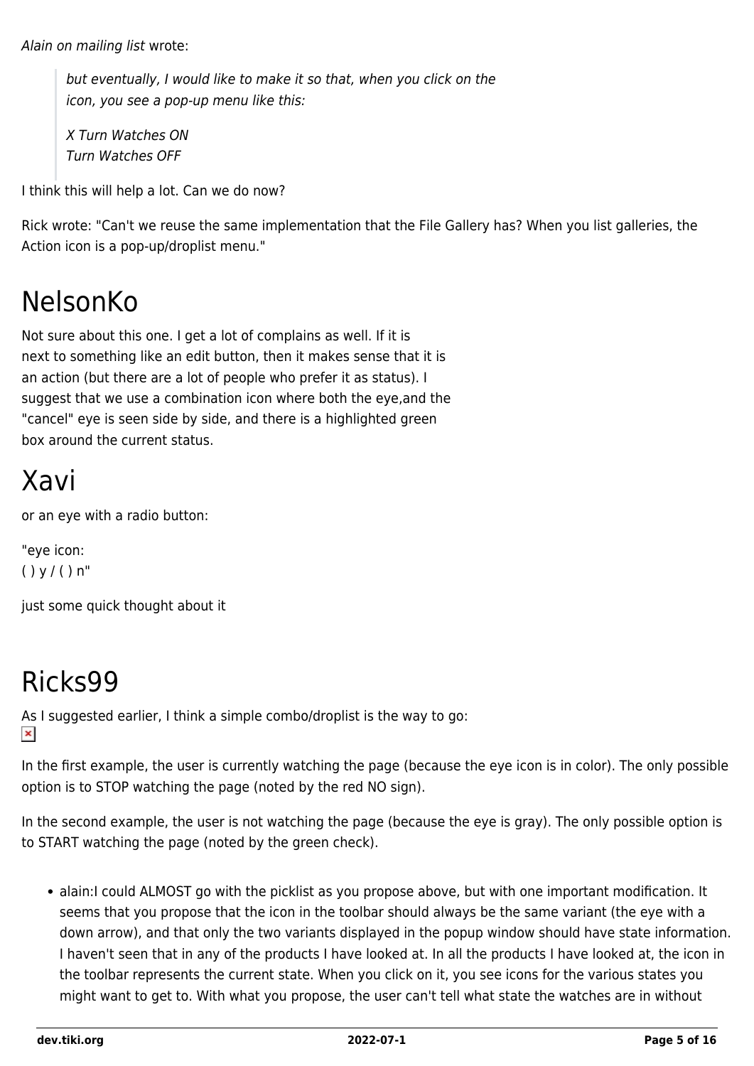*Alain on mailing list* wrote:

> *but eventually, I would like to make it so that, when you click on the icon, you see a pop-up menu like this:*
>
> *X Turn Watches ON*
> *Turn Watches OFF*

I think this will help a lot. Can we do now?

Rick wrote: "Can't we reuse the same implementation that the File Gallery has? When you list galleries, the Action icon is a pop-up/droplist menu."

# NelsonKo

Not sure about this one. I get a lot of complains as well. If it is next to something like an edit button, then it makes sense that it is an action (but there are a lot of people who prefer it as status). I suggest that we use a combination icon where both the eye,and the "cancel" eye is seen side by side, and there is a highlighted green box around the current status.

# Xavi

or an eye with a radio button:

"eye icon:
( ) y / ( ) n"

just some quick thought about it

# Ricks99

As I suggested earlier, I think a simple combo/droplist is the way to go:

In the first example, the user is currently watching the page (because the eye icon is in color). The only possible option is to STOP watching the page (noted by the red NO sign).

In the second example, the user is not watching the page (because the eye is gray). The only possible option is to START watching the page (noted by the green check).

- alain:I could ALMOST go with the picklist as you propose above, but with one important modification. It seems that you propose that the icon in the toolbar should always be the same variant (the eye with a down arrow), and that only the two variants displayed in the popup window should have state information. I haven't seen that in any of the products I have looked at. In all the products I have looked at, the icon in the toolbar represents the current state. When you click on it, you see icons for the various states you might want to get to. With what you propose, the user can't tell what state the watches are in without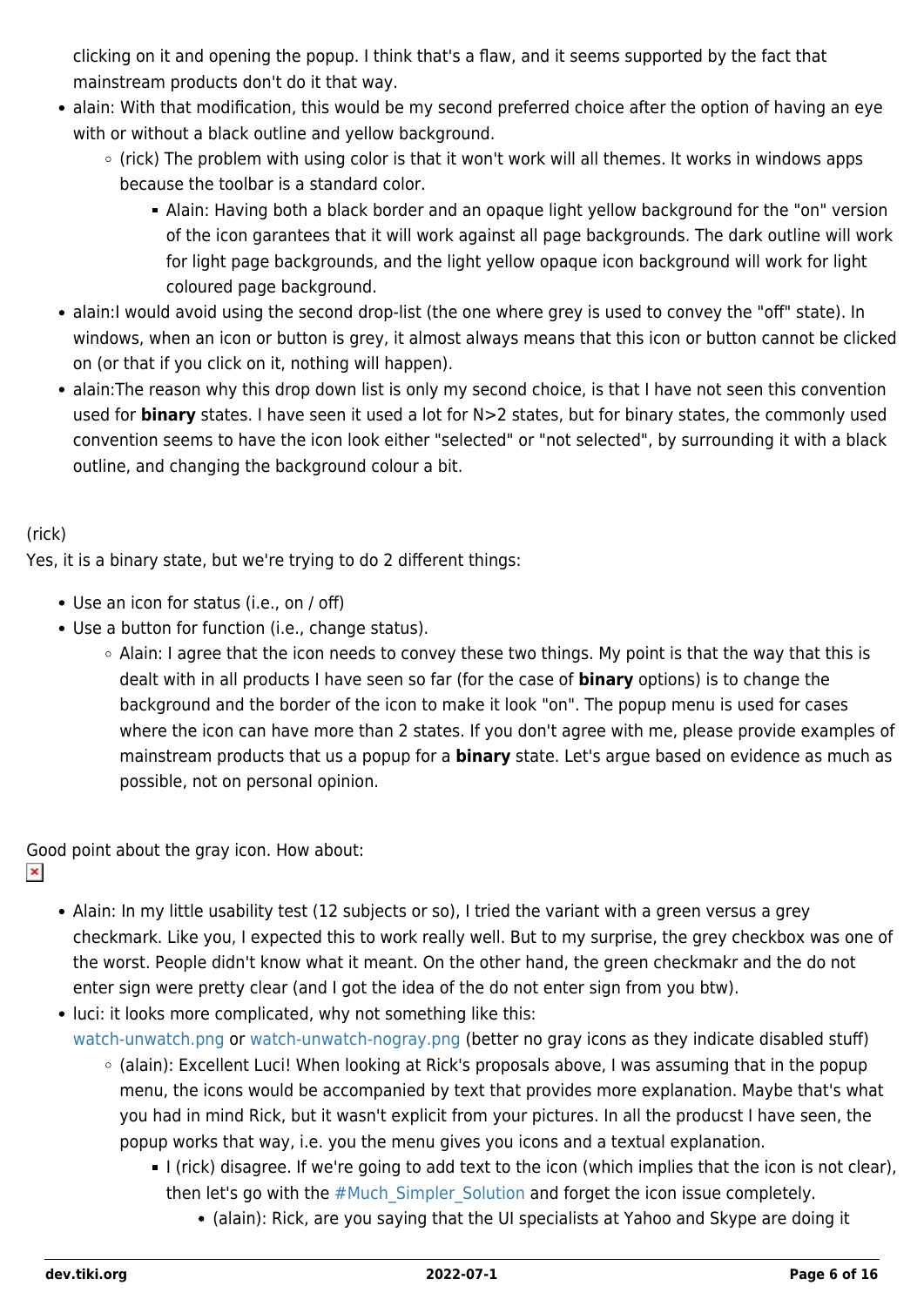clicking on it and opening the popup. I think that's a flaw, and it seems supported by the fact that mainstream products don't do it that way.

- alain: With that modification, this would be my second preferred choice after the option of having an eye with or without a black outline and yellow background.
  - (rick) The problem with using color is that it won't work will all themes. It works in windows apps because the toolbar is a standard color.
    - Alain: Having both a black border and an opaque light yellow background for the "on" version of the icon garantees that it will work against all page backgrounds. The dark outline will work for light page backgrounds, and the light yellow opaque icon background will work for light coloured page background.
- alain:I would avoid using the second drop-list (the one where grey is used to convey the "off" state). In windows, when an icon or button is grey, it almost always means that this icon or button cannot be clicked on (or that if you click on it, nothing will happen).
- alain:The reason why this drop down list is only my second choice, is that I have not seen this convention used for **binary** states. I have seen it used a lot for N>2 states, but for binary states, the commonly used convention seems to have the icon look either "selected" or "not selected", by surrounding it with a black outline, and changing the background colour a bit.

(rick)
Yes, it is a binary state, but we're trying to do 2 different things:

- Use an icon for status (i.e., on / off)
- Use a button for function (i.e., change status).
  - Alain: I agree that the icon needs to convey these two things. My point is that the way that this is dealt with in all products I have seen so far (for the case of **binary** options) is to change the background and the border of the icon to make it look "on". The popup menu is used for cases where the icon can have more than 2 states. If you don't agree with me, please provide examples of mainstream products that us a popup for a **binary** state. Let's argue based on evidence as much as possible, not on personal opinion.

Good point about the gray icon. How about:

- Alain: In my little usability test (12 subjects or so), I tried the variant with a green versus a grey checkmark. Like you, I expected this to work really well. But to my surprise, the grey checkbox was one of the worst. People didn't know what it meant. On the other hand, the green checkmakr and the do not enter sign were pretty clear (and I got the idea of the do not enter sign from you btw).
- luci: it looks more complicated, why not something like this: watch-unwatch.png or watch-unwatch-nogray.png (better no gray icons as they indicate disabled stuff)
  - (alain): Excellent Luci! When looking at Rick's proposals above, I was assuming that in the popup menu, the icons would be accompanied by text that provides more explanation. Maybe that's what you had in mind Rick, but it wasn't explicit from your pictures. In all the producst I have seen, the popup works that way, i.e. you the menu gives you icons and a textual explanation.
    - I (rick) disagree. If we're going to add text to the icon (which implies that the icon is not clear), then let's go with the #Much_Simpler_Solution and forget the icon issue completely.
      - (alain): Rick, are you saying that the UI specialists at Yahoo and Skype are doing it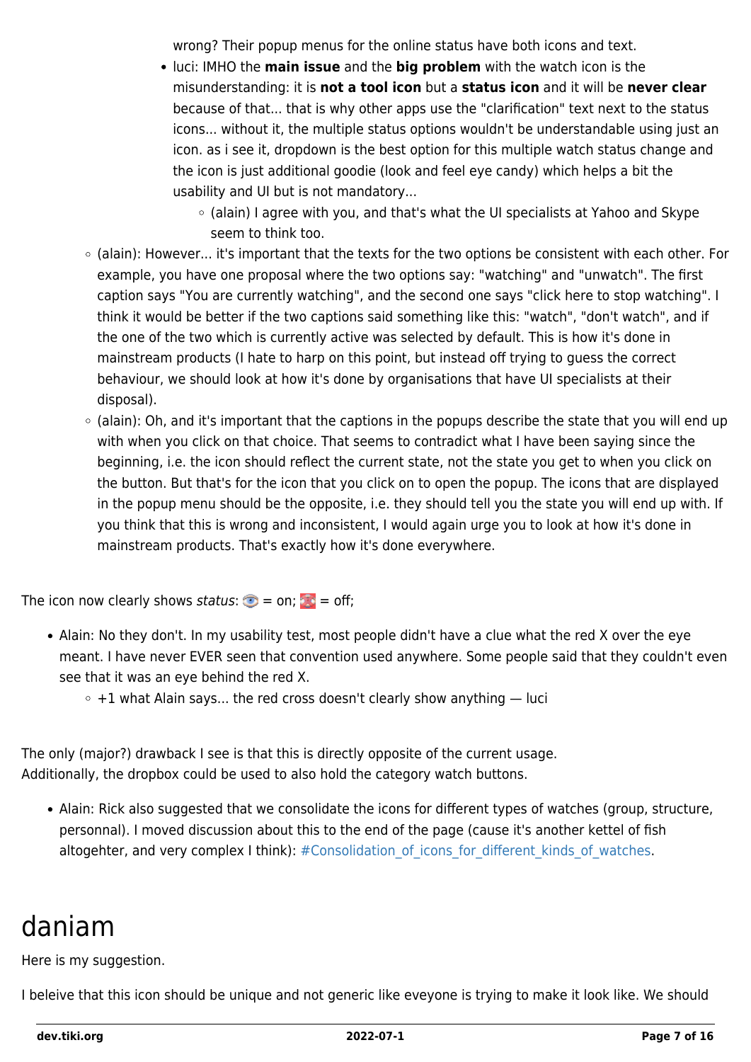wrong? Their popup menus for the online status have both icons and text.

- luci: IMHO the **main issue** and the **big problem** with the watch icon is the misunderstanding: it is **not a tool icon** but a **status icon** and it will be **never clear** because of that... that is why other apps use the "clarification" text next to the status icons... without it, the multiple status options wouldn't be understandable using just an icon. as i see it, dropdown is the best option for this multiple watch status change and the icon is just additional goodie (look and feel eye candy) which helps a bit the usability and UI but is not mandatory...
    - (alain) I agree with you, and that's what the UI specialists at Yahoo and Skype seem to think too.
- (alain): However... it's important that the texts for the two options be consistent with each other. For example, you have one proposal where the two options say: "watching" and "unwatch". The first caption says "You are currently watching", and the second one says "click here to stop watching". I think it would be better if the two captions said something like this: "watch", "don't watch", and if the one of the two which is currently active was selected by default. This is how it's done in mainstream products (I hate to harp on this point, but instead off trying to guess the correct behaviour, we should look at how it's done by organisations that have UI specialists at their disposal).
- (alain): Oh, and it's important that the captions in the popups describe the state that you will end up with when you click on that choice. That seems to contradict what I have been saying since the beginning, i.e. the icon should reflect the current state, not the state you get to when you click on the button. But that's for the icon that you click on to open the popup. The icons that are displayed in the popup menu should be the opposite, i.e. they should tell you the state you will end up with. If you think that this is wrong and inconsistent, I would again urge you to look at how it's done in mainstream products. That's exactly how it's done everywhere.

The icon now clearly shows *status*: = on; = off;

- Alain: No they don't. In my usability test, most people didn't have a clue what the red X over the eye meant. I have never EVER seen that convention used anywhere. Some people said that they couldn't even see that it was an eye behind the red X.
    - +1 what Alain says... the red cross doesn't clearly show anything — luci

The only (major?) drawback I see is that this is directly opposite of the current usage.
Additionally, the dropbox could be used to also hold the category watch buttons.

- Alain: Rick also suggested that we consolidate the icons for different types of watches (group, structure, personnal). I moved discussion about this to the end of the page (cause it's another kettel of fish altogehter, and very complex I think): #Consolidation_of_icons_for_different_kinds_of_watches.

# daniam

Here is my suggestion.

I beleive that this icon should be unique and not generic like eveyone is trying to make it look like. We should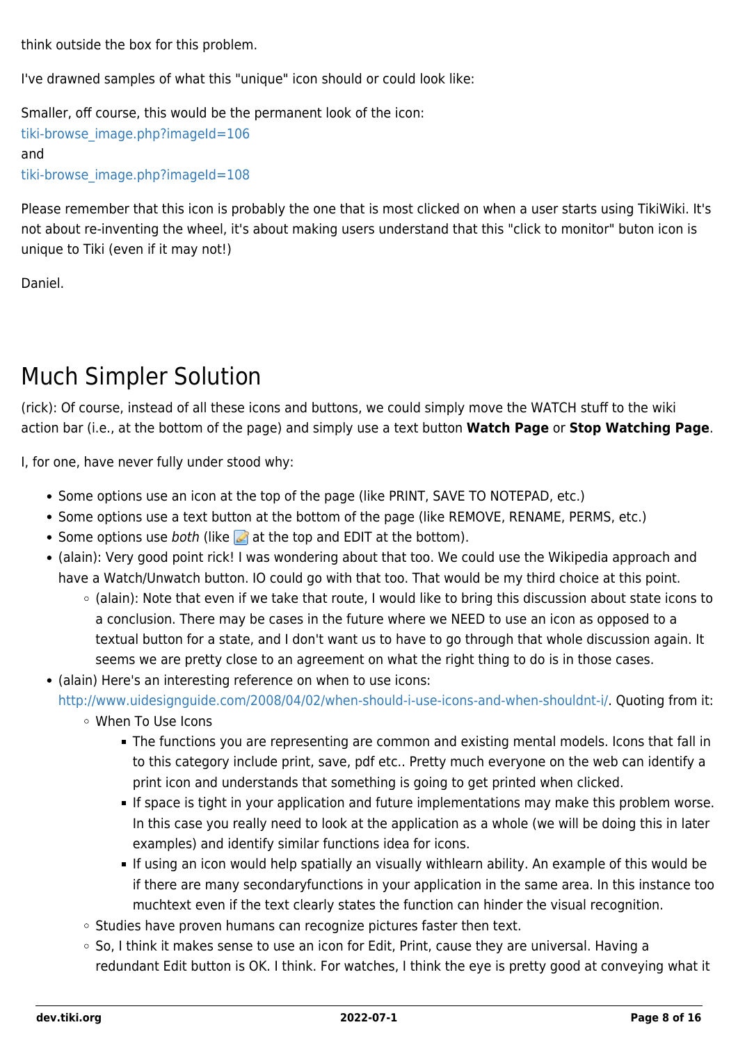think outside the box for this problem.

I've drawned samples of what this "unique" icon should or could look like:

Smaller, off course, this would be the permanent look of the icon:
tiki-browse_image.php?imageId=106
and
tiki-browse_image.php?imageId=108

Please remember that this icon is probably the one that is most clicked on when a user starts using TikiWiki. It's not about re-inventing the wheel, it's about making users understand that this "click to monitor" buton icon is unique to Tiki (even if it may not!)

Daniel.

## Much Simpler Solution

(rick): Of course, instead of all these icons and buttons, we could simply move the WATCH stuff to the wiki action bar (i.e., at the bottom of the page) and simply use a text button **Watch Page** or **Stop Watching Page**.

I, for one, have never fully under stood why:

- Some options use an icon at the top of the page (like PRINT, SAVE TO NOTEPAD, etc.)
- Some options use a text button at the bottom of the page (like REMOVE, RENAME, PERMS, etc.)
- Some options use *both* (like at the top and EDIT at the bottom).
- (alain): Very good point rick! I was wondering about that too. We could use the Wikipedia approach and have a Watch/Unwatch button. IO could go with that too. That would be my third choice at this point.
  - (alain): Note that even if we take that route, I would like to bring this discussion about state icons to a conclusion. There may be cases in the future where we NEED to use an icon as opposed to a textual button for a state, and I don't want us to have to go through that whole discussion again. It seems we are pretty close to an agreement on what the right thing to do is in those cases.
- (alain) Here's an interesting reference on when to use icons: http://www.uidesignguide.com/2008/04/02/when-should-i-use-icons-and-when-shouldnt-i/. Quoting from it:
  - When To Use Icons
    - The functions you are representing are common and existing mental models. Icons that fall in to this category include print, save, pdf etc.. Pretty much everyone on the web can identify a print icon and understands that something is going to get printed when clicked.
    - If space is tight in your application and future implementations may make this problem worse. In this case you really need to look at the application as a whole (we will be doing this in later examples) and identify similar functions idea for icons.
    - If using an icon would help spatially an visually withlearn ability. An example of this would be if there are many secondaryfunctions in your application in the same area. In this instance too muchtext even if the text clearly states the function can hinder the visual recognition.
  - Studies have proven humans can recognize pictures faster then text.
  - So, I think it makes sense to use an icon for Edit, Print, cause they are universal. Having a redundant Edit button is OK. I think. For watches, I think the eye is pretty good at conveying what it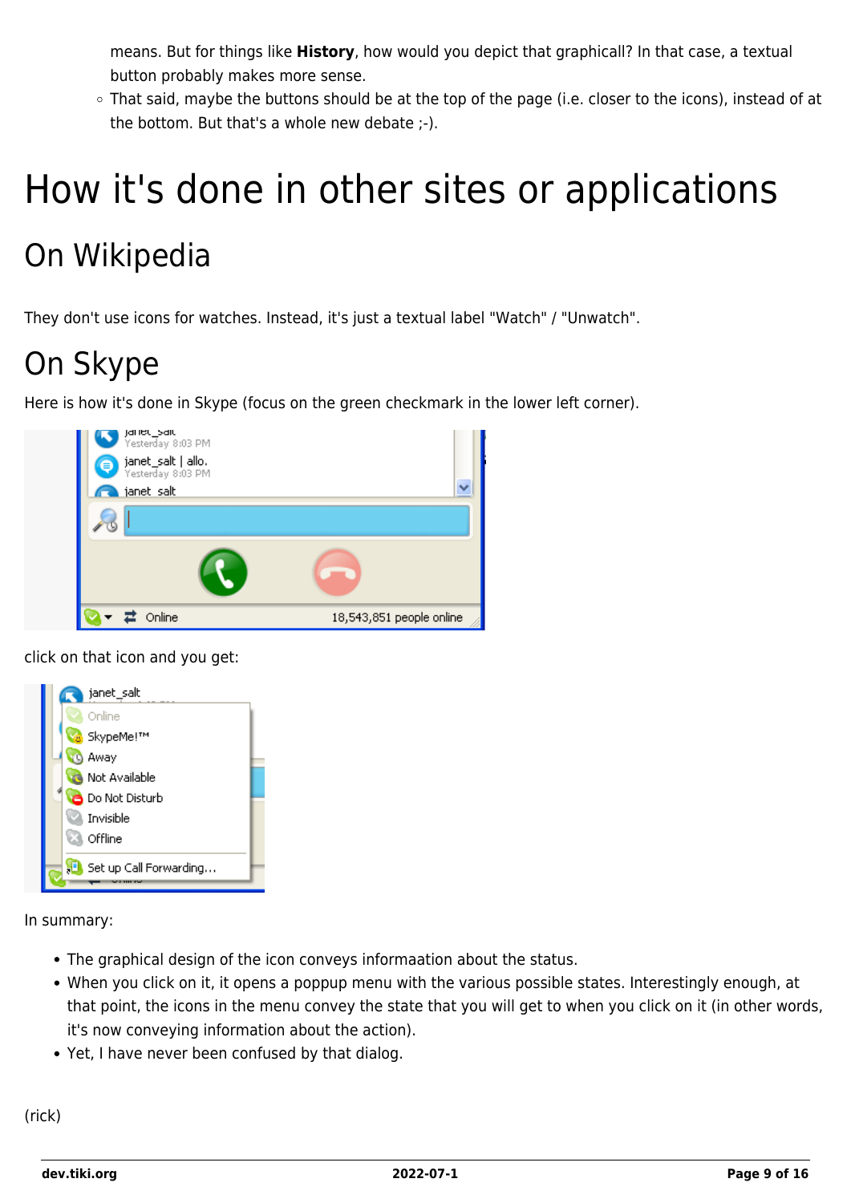means. But for things like **History**, how would you depict that graphicall? In that case, a textual button probably makes more sense.
    - That said, maybe the buttons should be at the top of the page (i.e. closer to the icons), instead of at the bottom. But that's a whole new debate ;-).

# How it's done in other sites or applications

## On Wikipedia

They don't use icons for watches. Instead, it's just a textual label "Watch" / "Unwatch".

## On Skype

Here is how it's done in Skype (focus on the green checkmark in the lower left corner).

click on that icon and you get:

In summary:

- The graphical design of the icon conveys informaation about the status.
- When you click on it, it opens a poppup menu with the various possible states. Interestingly enough, at that point, the icons in the menu convey the state that you will get to when you click on it (in other words, it's now conveying information about the action).
- Yet, I have never been confused by that dialog.

(rick)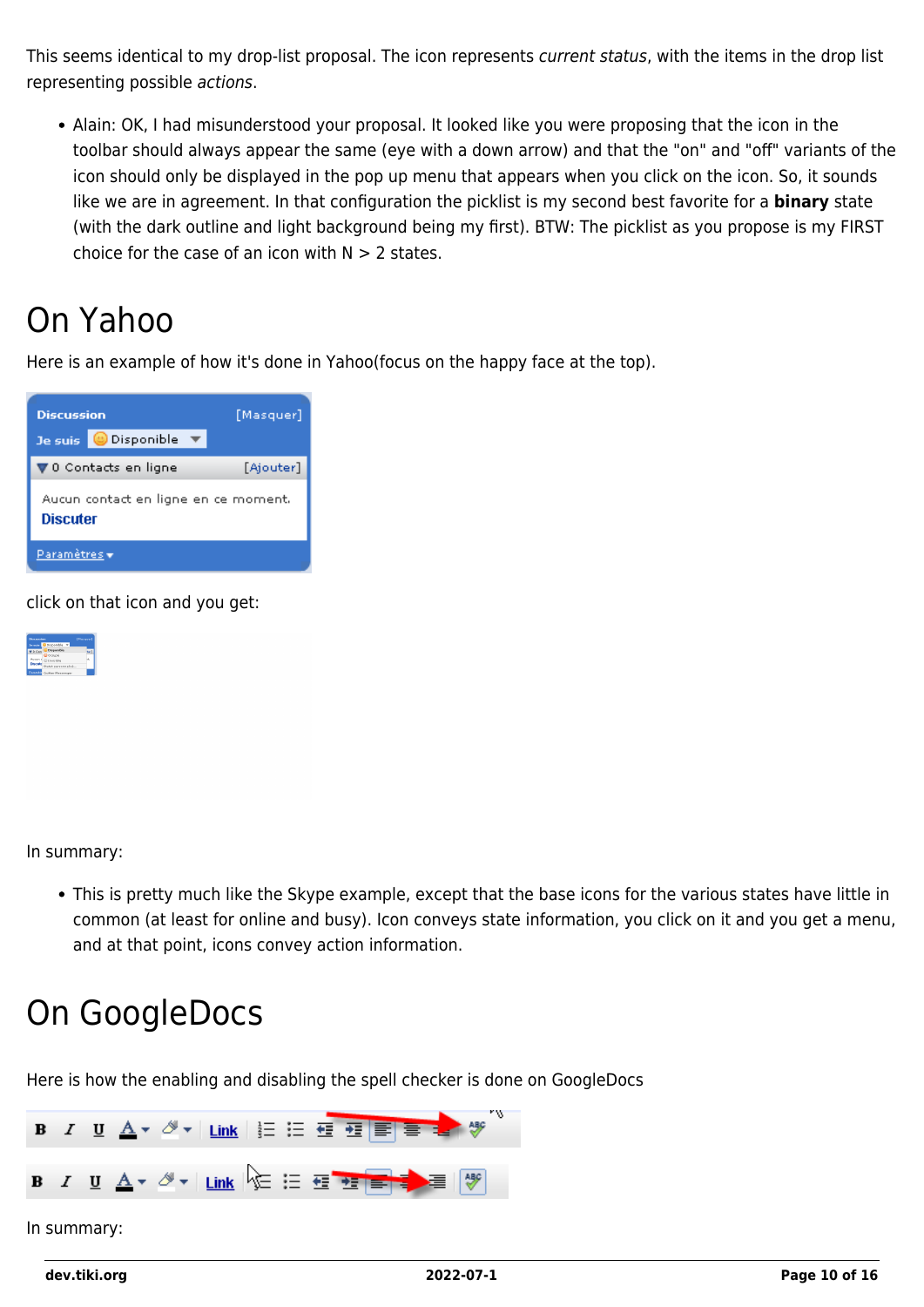This seems identical to my drop-list proposal. The icon represents *current status*, with the items in the drop list representing possible *actions*.

- Alain: OK, I had misunderstood your proposal. It looked like you were proposing that the icon in the toolbar should always appear the same (eye with a down arrow) and that the "on" and "off" variants of the icon should only be displayed in the pop up menu that appears when you click on the icon. So, it sounds like we are in agreement. In that configuration the picklist is my second best favorite for a **binary** state (with the dark outline and light background being my first). BTW: The picklist as you propose is my FIRST choice for the case of an icon with N > 2 states.

# On Yahoo

Here is an example of how it's done in Yahoo(focus on the happy face at the top).

click on that icon and you get:

In summary:

- This is pretty much like the Skype example, except that the base icons for the various states have little in common (at least for online and busy). Icon conveys state information, you click on it and you get a menu, and at that point, icons convey action information.

# On GoogleDocs

Here is how the enabling and disabling the spell checker is done on GoogleDocs

In summary: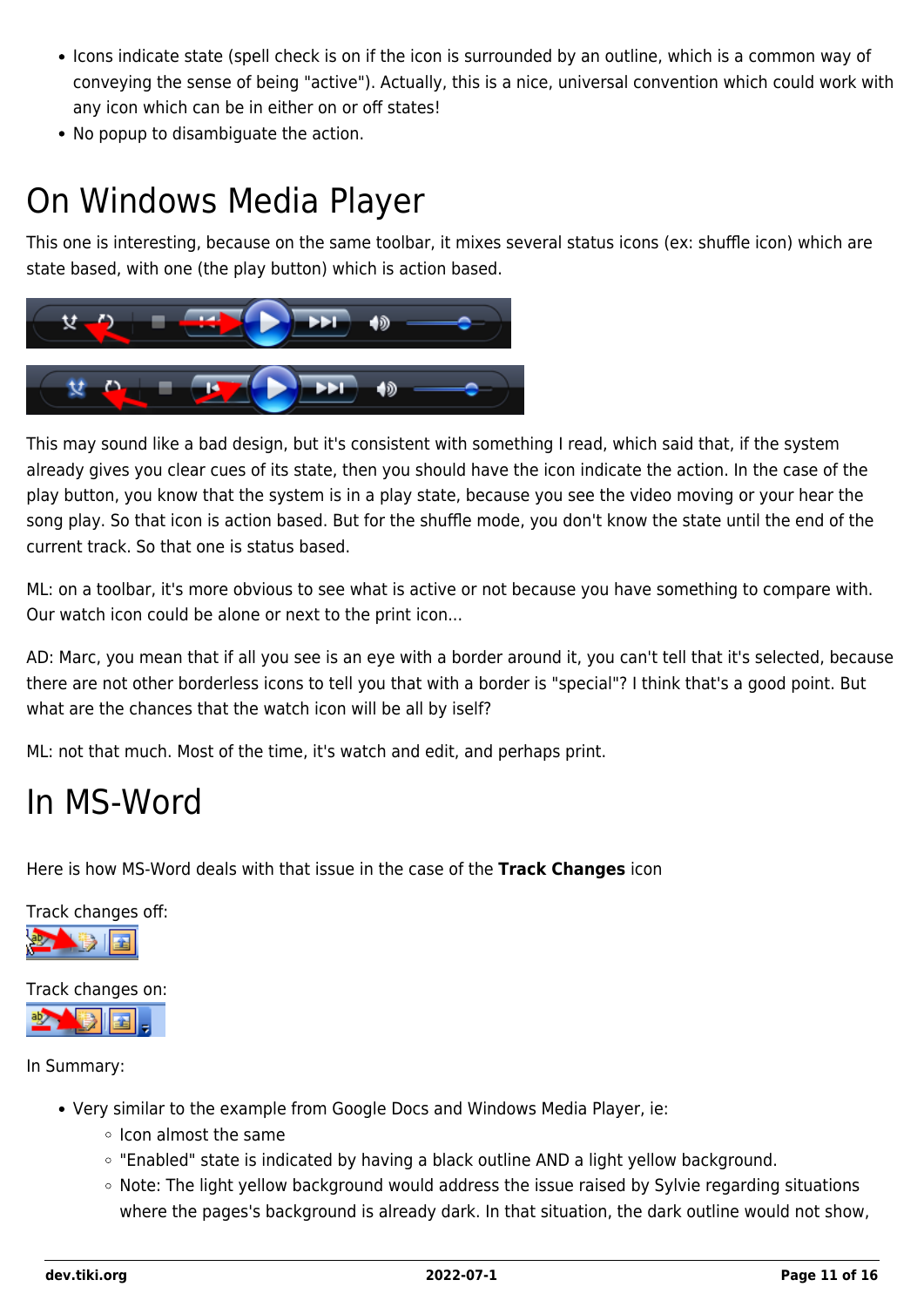- Icons indicate state (spell check is on if the icon is surrounded by an outline, which is a common way of conveying the sense of being "active"). Actually, this is a nice, universal convention which could work with any icon which can be in either on or off states!
- No popup to disambiguate the action.

# On Windows Media Player

This one is interesting, because on the same toolbar, it mixes several status icons (ex: shuffle icon) which are state based, with one (the play button) which is action based.

This may sound like a bad design, but it's consistent with something I read, which said that, if the system already gives you clear cues of its state, then you should have the icon indicate the action. In the case of the play button, you know that the system is in a play state, because you see the video moving or your hear the song play. So that icon is action based. But for the shuffle mode, you don't know the state until the end of the current track. So that one is status based.

ML: on a toolbar, it's more obvious to see what is active or not because you have something to compare with. Our watch icon could be alone or next to the print icon...

AD: Marc, you mean that if all you see is an eye with a border around it, you can't tell that it's selected, because there are not other borderless icons to tell you that with a border is "special"? I think that's a good point. But what are the chances that the watch icon will be all by iself?

ML: not that much. Most of the time, it's watch and edit, and perhaps print.

# In MS-Word

Here is how MS-Word deals with that issue in the case of the **Track Changes** icon

Track changes off:

Track changes on:

In Summary:

- Very similar to the example from Google Docs and Windows Media Player, ie:
  - Icon almost the same
  - "Enabled" state is indicated by having a black outline AND a light yellow background.
  - Note: The light yellow background would address the issue raised by Sylvie regarding situations where the pages's background is already dark. In that situation, the dark outline would not show,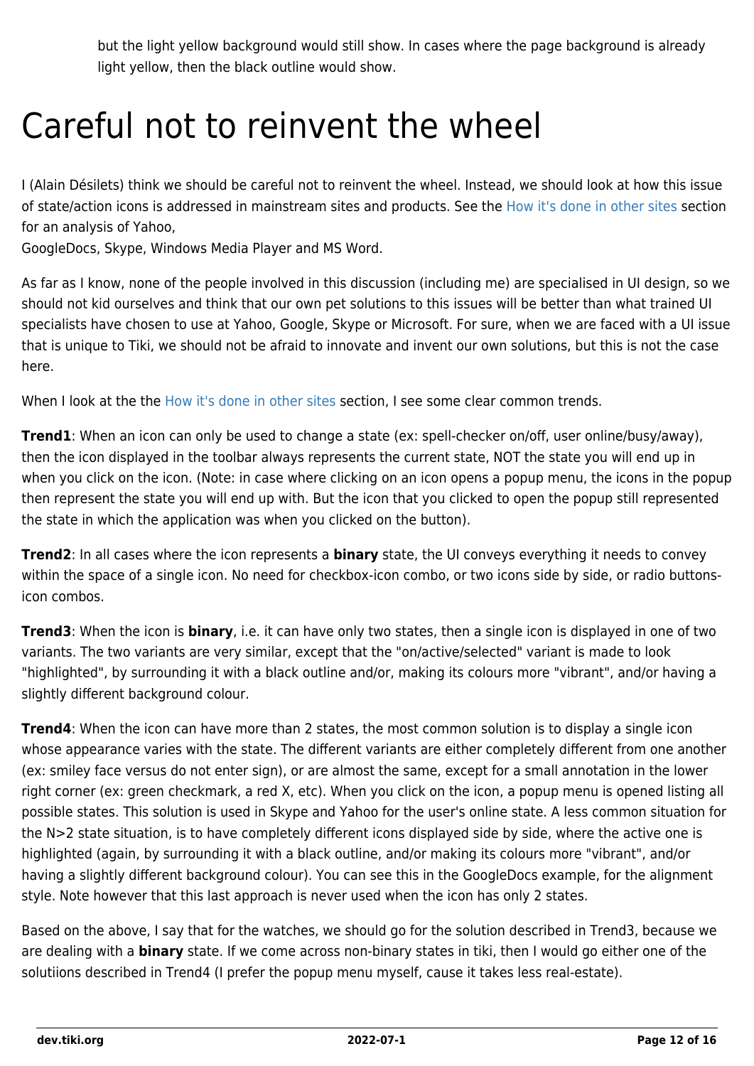but the light yellow background would still show. In cases where the page background is already light yellow, then the black outline would show.

# Careful not to reinvent the wheel

I (Alain Désilets) think we should be careful not to reinvent the wheel. Instead, we should look at how this issue of state/action icons is addressed in mainstream sites and products. See the How it's done in other sites section for an analysis of Yahoo,
GoogleDocs, Skype, Windows Media Player and MS Word.

As far as I know, none of the people involved in this discussion (including me) are specialised in UI design, so we should not kid ourselves and think that our own pet solutions to this issues will be better than what trained UI specialists have chosen to use at Yahoo, Google, Skype or Microsoft. For sure, when we are faced with a UI issue that is unique to Tiki, we should not be afraid to innovate and invent our own solutions, but this is not the case here.

When I look at the the How it's done in other sites section, I see some clear common trends.

**Trend1**: When an icon can only be used to change a state (ex: spell-checker on/off, user online/busy/away), then the icon displayed in the toolbar always represents the current state, NOT the state you will end up in when you click on the icon. (Note: in case where clicking on an icon opens a popup menu, the icons in the popup then represent the state you will end up with. But the icon that you clicked to open the popup still represented the state in which the application was when you clicked on the button).

**Trend2**: In all cases where the icon represents a **binary** state, the UI conveys everything it needs to convey within the space of a single icon. No need for checkbox-icon combo, or two icons side by side, or radio buttons-icon combos.

**Trend3**: When the icon is **binary**, i.e. it can have only two states, then a single icon is displayed in one of two variants. The two variants are very similar, except that the "on/active/selected" variant is made to look "highlighted", by surrounding it with a black outline and/or, making its colours more "vibrant", and/or having a slightly different background colour.

**Trend4**: When the icon can have more than 2 states, the most common solution is to display a single icon whose appearance varies with the state. The different variants are either completely different from one another (ex: smiley face versus do not enter sign), or are almost the same, except for a small annotation in the lower right corner (ex: green checkmark, a red X, etc). When you click on the icon, a popup menu is opened listing all possible states. This solution is used in Skype and Yahoo for the user's online state. A less common situation for the N>2 state situation, is to have completely different icons displayed side by side, where the active one is highlighted (again, by surrounding it with a black outline, and/or making its colours more "vibrant", and/or having a slightly different background colour). You can see this in the GoogleDocs example, for the alignment style. Note however that this last approach is never used when the icon has only 2 states.

Based on the above, I say that for the watches, we should go for the solution described in Trend3, because we are dealing with a **binary** state. If we come across non-binary states in tiki, then I would go either one of the solutiions described in Trend4 (I prefer the popup menu myself, cause it takes less real-estate).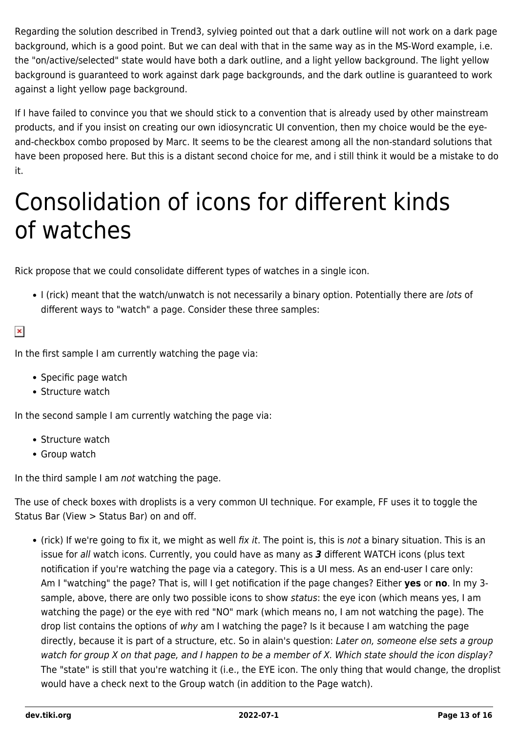Regarding the solution described in Trend3, sylvieg pointed out that a dark outline will not work on a dark page background, which is a good point. But we can deal with that in the same way as in the MS-Word example, i.e. the "on/active/selected" state would have both a dark outline, and a light yellow background. The light yellow background is guaranteed to work against dark page backgrounds, and the dark outline is guaranteed to work against a light yellow page background.

If I have failed to convince you that we should stick to a convention that is already used by other mainstream products, and if you insist on creating our own idiosyncratic UI convention, then my choice would be the eye-and-checkbox combo proposed by Marc. It seems to be the clearest among all the non-standard solutions that have been proposed here. But this is a distant second choice for me, and i still think it would be a mistake to do it.

# Consolidation of icons for different kinds of watches

Rick propose that we could consolidate different types of watches in a single icon.

- I (rick) meant that the watch/unwatch is not necessarily a binary option. Potentially there are *lots* of different ways to "watch" a page. Consider these three samples:

In the first sample I am currently watching the page via:

- Specific page watch
- Structure watch

In the second sample I am currently watching the page via:

- Structure watch
- Group watch

In the third sample I am *not* watching the page.

The use of check boxes with droplists is a very common UI technique. For example, FF uses it to toggle the Status Bar (View > Status Bar) on and off.

- (rick) If we're going to fix it, we might as well *fix it*. The point is, this is *not* a binary situation. This is an issue for *all* watch icons. Currently, you could have as many as ***3*** different WATCH icons (plus text notification if you're watching the page via a category. This is a UI mess. As an end-user I care only: Am I "watching" the page? That is, will I get notification if the page changes? Either **yes** or **no**. In my 3-sample, above, there are only two possible icons to show *status*: the eye icon (which means yes, I am watching the page) or the eye with red "NO" mark (which means no, I am not watching the page). The drop list contains the options of *why* am I watching the page? Is it because I am watching the page directly, because it is part of a structure, etc. So in alain's question: *Later on, someone else sets a group watch for group X on that page, and I happen to be a member of X. Which state should the icon display?* The "state" is still that you're watching it (i.e., the EYE icon. The only thing that would change, the droplist would have a check next to the Group watch (in addition to the Page watch).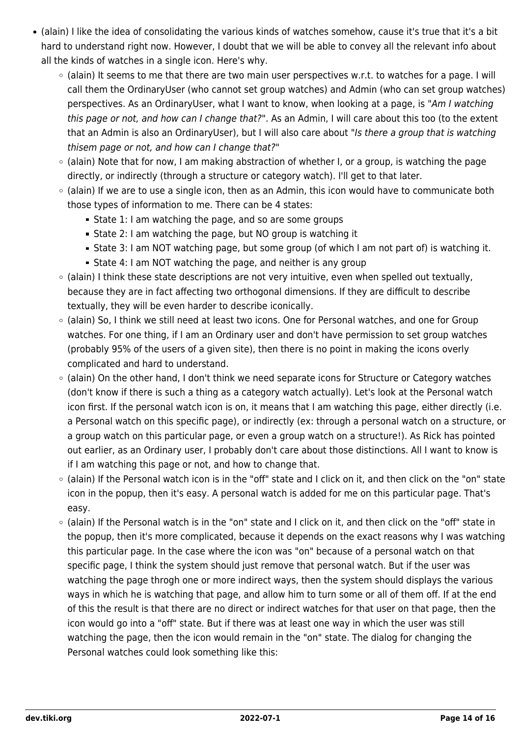- (alain) I like the idea of consolidating the various kinds of watches somehow, cause it's true that it's a bit hard to understand right now. However, I doubt that we will be able to convey all the relevant info about all the kinds of watches in a single icon. Here's why.
  - (alain) It seems to me that there are two main user perspectives w.r.t. to watches for a page. I will call them the OrdinaryUser (who cannot set group watches) and Admin (who can set group watches) perspectives. As an OrdinaryUser, what I want to know, when looking at a page, is "*Am I watching this page or not, and how can I change that?*". As an Admin, I will care about this too (to the extent that an Admin is also an OrdinaryUser), but I will also care about "*Is there a group that is watching thisem page or not, and how can I change that?*"
  - (alain) Note that for now, I am making abstraction of whether I, or a group, is watching the page directly, or indirectly (through a structure or category watch). I'll get to that later.
  - (alain) If we are to use a single icon, then as an Admin, this icon would have to communicate both those types of information to me. There can be 4 states:
    - State 1: I am watching the page, and so are some groups
    - State 2: I am watching the page, but NO group is watching it
    - State 3: I am NOT watching page, but some group (of which I am not part of) is watching it.
    - State 4: I am NOT watching the page, and neither is any group
  - (alain) I think these state descriptions are not very intuitive, even when spelled out textually, because they are in fact affecting two orthogonal dimensions. If they are difficult to describe textually, they will be even harder to describe iconically.
  - (alain) So, I think we still need at least two icons. One for Personal watches, and one for Group watches. For one thing, if I am an Ordinary user and don't have permission to set group watches (probably 95% of the users of a given site), then there is no point in making the icons overly complicated and hard to understand.
  - (alain) On the other hand, I don't think we need separate icons for Structure or Category watches (don't know if there is such a thing as a category watch actually). Let's look at the Personal watch icon first. If the personal watch icon is on, it means that I am watching this page, either directly (i.e. a Personal watch on this specific page), or indirectly (ex: through a personal watch on a structure, or a group watch on this particular page, or even a group watch on a structure!). As Rick has pointed out earlier, as an Ordinary user, I probably don't care about those distinctions. All I want to know is if I am watching this page or not, and how to change that.
  - (alain) If the Personal watch icon is in the "off" state and I click on it, and then click on the "on" state icon in the popup, then it's easy. A personal watch is added for me on this particular page. That's easy.
  - (alain) If the Personal watch is in the "on" state and I click on it, and then click on the "off" state in the popup, then it's more complicated, because it depends on the exact reasons why I was watching this particular page. In the case where the icon was "on" because of a personal watch on that specific page, I think the system should just remove that personal watch. But if the user was watching the page throgh one or more indirect ways, then the system should displays the various ways in which he is watching that page, and allow him to turn some or all of them off. If at the end of this the result is that there are no direct or indirect watches for that user on that page, then the icon would go into a "off" state. But if there was at least one way in which the user was still watching the page, then the icon would remain in the "on" state. The dialog for changing the Personal watches could look something like this: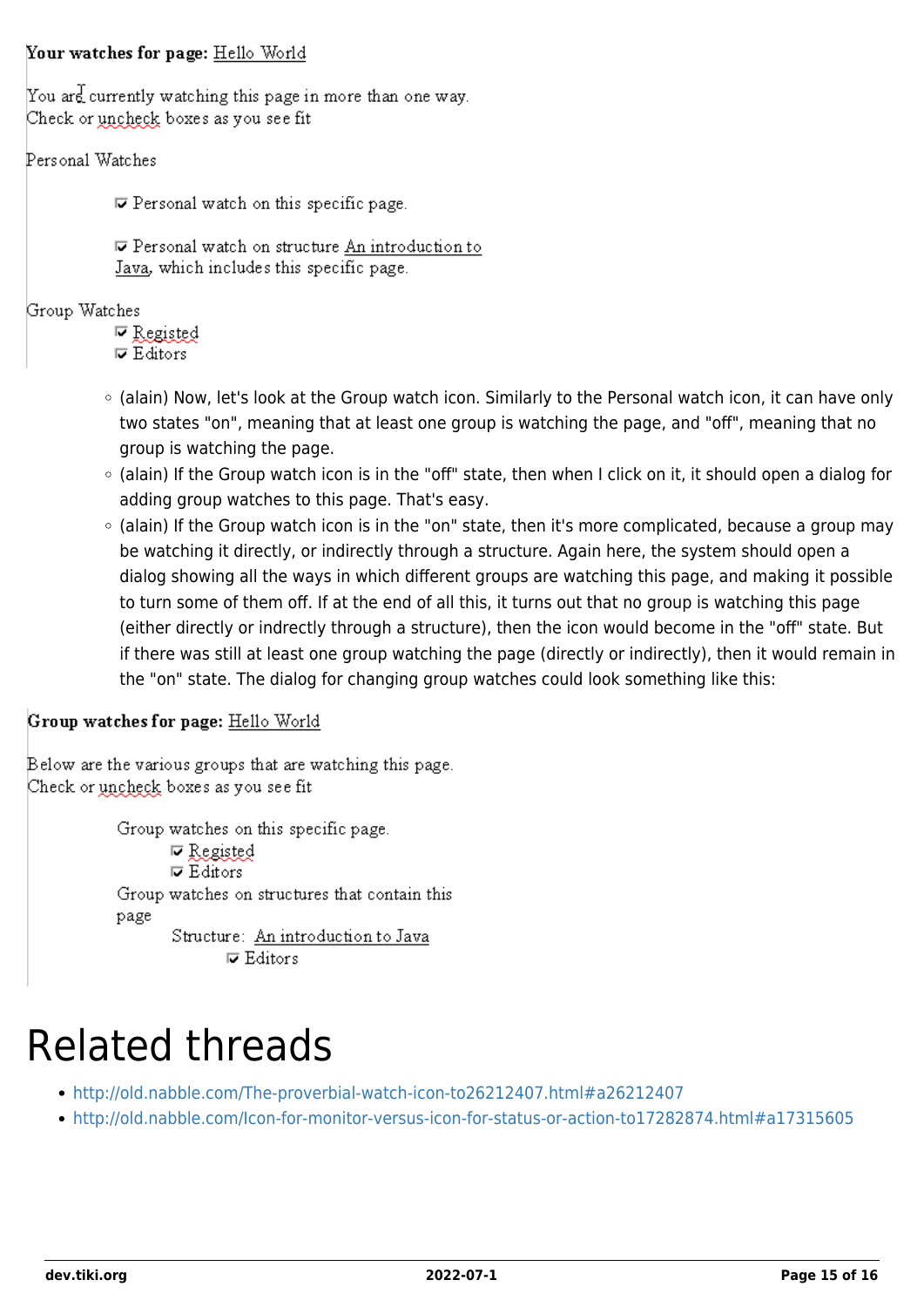**Your watches for page:** Hello World

You are currently watching this page in more than one way.
Check or uncheck boxes as you see fit

Personal Watches

- ☑ Personal watch on this specific page.
- ☑ Personal watch on structure An introduction to Java, which includes this specific page.

Group Watches

- ☑ Registed
- ☑ Editors

- (alain) Now, let's look at the Group watch icon. Similarly to the Personal watch icon, it can have only two states "on", meaning that at least one group is watching the page, and "off", meaning that no group is watching the page.
- (alain) If the Group watch icon is in the "off" state, then when I click on it, it should open a dialog for adding group watches to this page. That's easy.
- (alain) If the Group watch icon is in the "on" state, then it's more complicated, because a group may be watching it directly, or indirectly through a structure. Again here, the system should open a dialog showing all the ways in which different groups are watching this page, and making it possible to turn some of them off. If at the end of all this, it turns out that no group is watching this page (either directly or indrectly through a structure), then the icon would become in the "off" state. But if there was still at least one group watching the page (directly or indirectly), then it would remain in the "on" state. The dialog for changing group watches could look something like this:

**Group watches for page:** Hello World

Below are the various groups that are watching this page.
Check or uncheck boxes as you see fit

Group watches on this specific page.

- ☑ Registed
- ☑ Editors

Group watches on structures that contain this page

Structure: An introduction to Java

- ☑ Editors

# Related threads

- http://old.nabble.com/The-proverbial-watch-icon-to26212407.html#a26212407
- http://old.nabble.com/Icon-for-monitor-versus-icon-for-status-or-action-to17282874.html#a17315605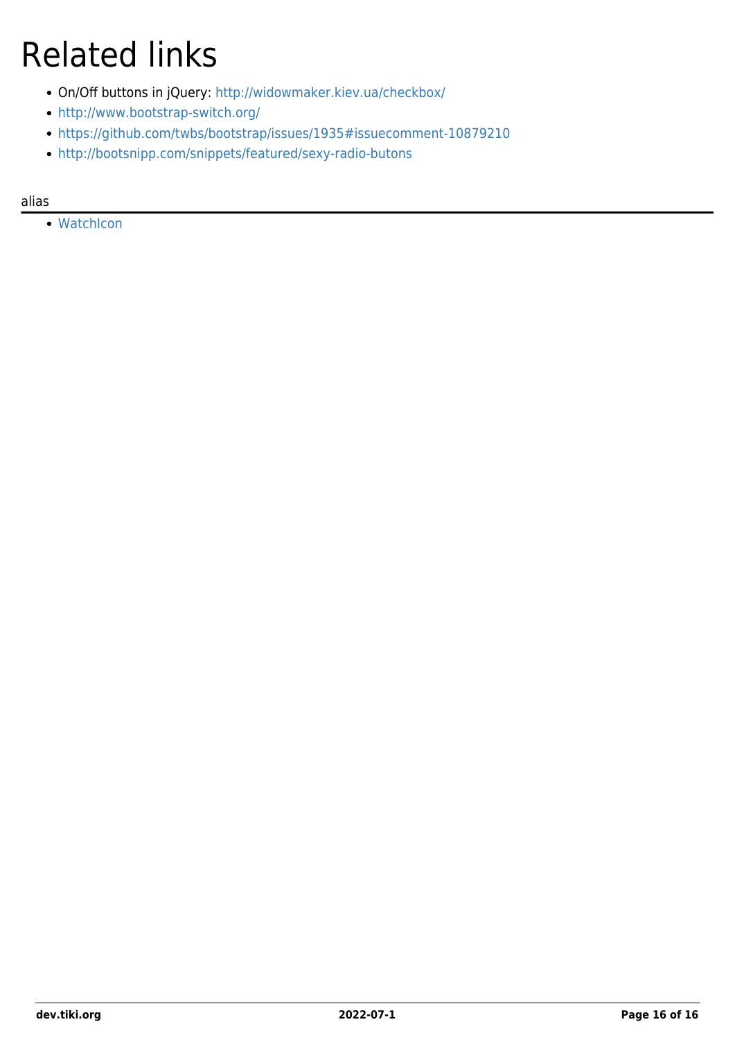# Related links

- On/Off buttons in jQuery: http://widowmaker.kiev.ua/checkbox/
- http://www.bootstrap-switch.org/
- https://github.com/twbs/bootstrap/issues/1935#issuecomment-10879210
- http://bootsnipp.com/snippets/featured/sexy-radio-butons

alias

- WatchIcon